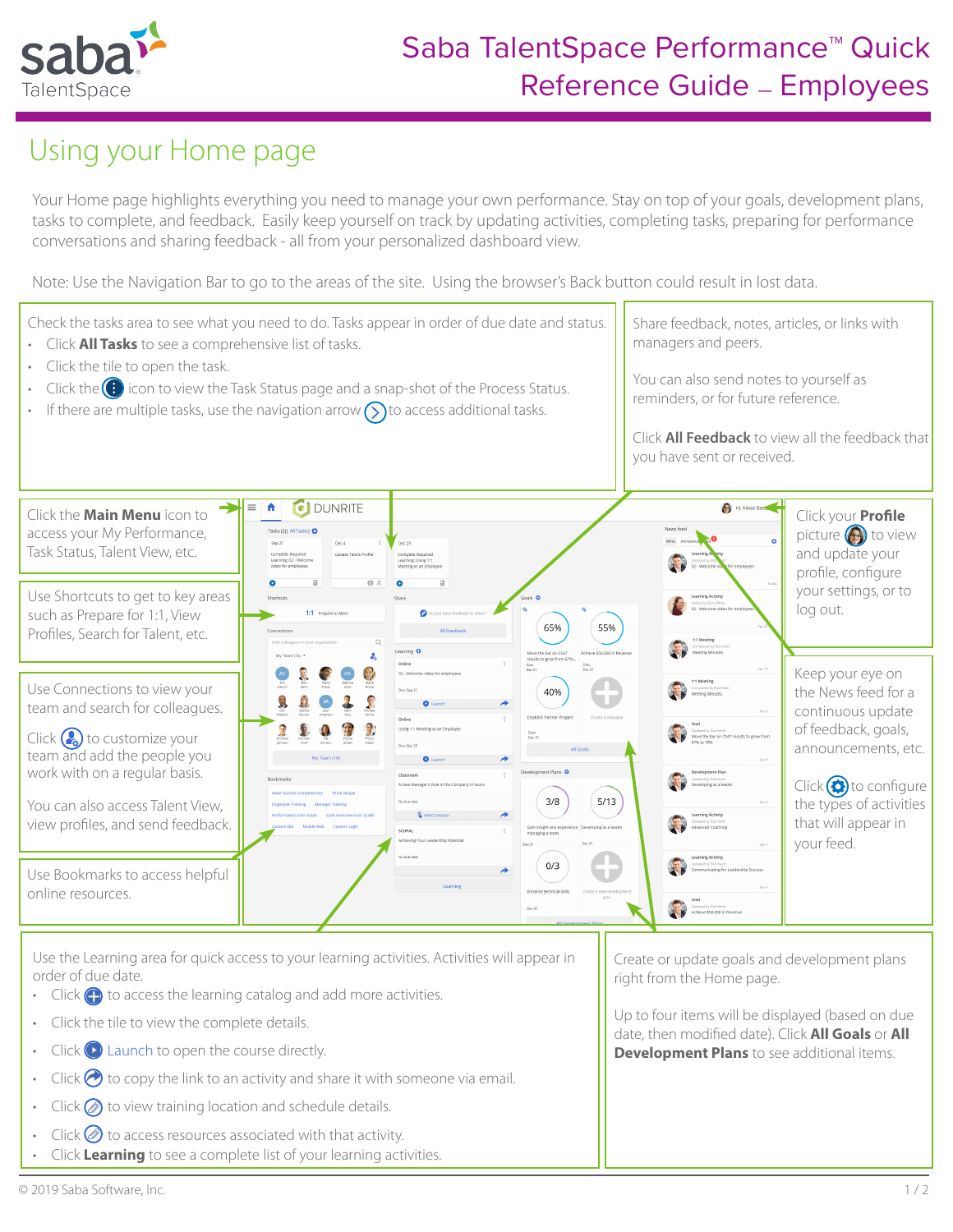# Saba TalentSpace Performance™ Quick Reference Guide – Employees

## Using your Home page

Your Home page highlights everything you need to manage your own performance. Stay on top of your goals, development plans, tasks to complete, and feedback. Easily keep yourself on track by updating activities, completing tasks, preparing for performance conversations and sharing feedback - all from your personalized dashboard view.

Note: Use the Navigation Bar to go to the areas of the site. Using the browser's Back button could result in lost data.

Check the tasks area to see what you need to do. Tasks appear in order of due date and status.

- Click **All Tasks** to see a comprehensive list of tasks.
- Click the tile to open the task.
- Click the icon to view the Task Status page and a snap-shot of the Process Status.
- If there are multiple tasks, use the navigation arrow to access additional tasks.

Share feedback, notes, articles, or links with managers and peers.

You can also send notes to yourself as reminders, or for future reference.

Click **All Feedback** to view all the feedback that you have sent or received.

Click the **Main Menu** icon to access your My Performance, Task Status, Talent View, etc.

Use Shortcuts to get to key areas such as Prepare for 1:1, View Profiles, Search for Talent, etc.

Use Connections to view your team and search for colleagues.

Click to customize your team and add the people you work with on a regular basis.

You can also access Talent View, view profiles, and send feedback.

Use Bookmarks to access helpful online resources.

Click your **Profile** picture to view and update your profile, configure your settings, or to log out.

Keep your eye on the News feed for a continuous update of feedback, goals, announcements, etc.

Click to configure the types of activities that will appear in your feed.

Use the Learning area for quick access to your learning activities. Activities will appear in order of due date.

- Click to access the learning catalog and add more activities.
- Click the tile to view the complete details.
- Click Launch to open the course directly.
- Click to copy the link to an activity and share it with someone via email.
- Click to view training location and schedule details.
- Click to access resources associated with that activity.
- Click **Learning** to see a complete list of your learning activities.

Create or update goals and development plans right from the Home page.

Up to four items will be displayed (based on due date, then modified date). Click **All Goals** or **All Development Plans** to see additional items.

© 2019 Saba Software, Inc.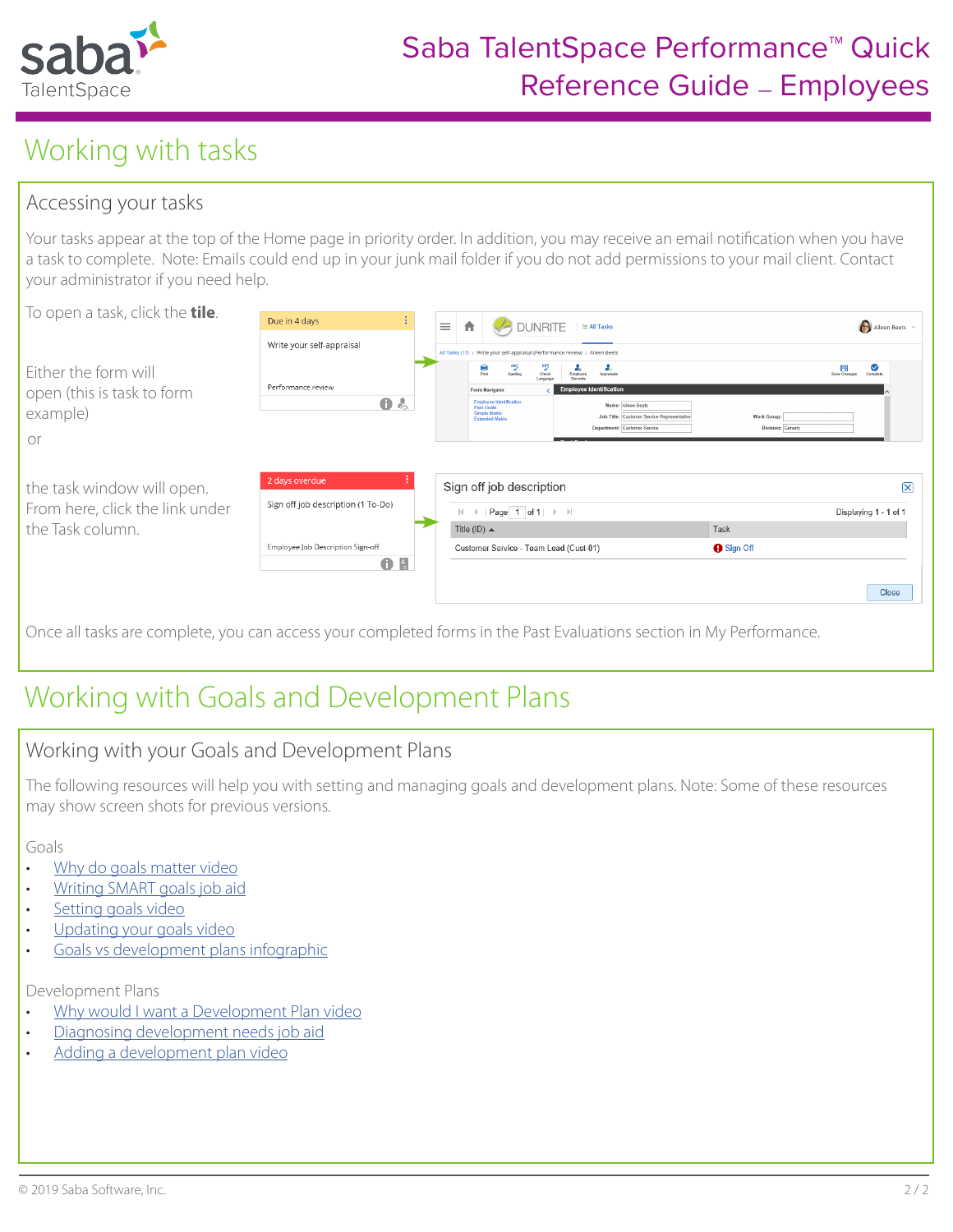# Working with tasks

## Accessing your tasks

Your tasks appear at the top of the Home page in priority order. In addition, you may receive an email notification when you have a task to complete. Note: Emails could end up in your junk mail folder if you do not add permissions to your mail client. Contact your administrator if you need help.

To open a task, click the **tile**.

Either the form will open (this is task to form example)

or

the task window will open. From here, click the link under the Task column.

Once all tasks are complete, you can access your completed forms in the Past Evaluations section in My Performance.

# Working with Goals and Development Plans

## Working with your Goals and Development Plans

The following resources will help you with setting and managing goals and development plans. Note: Some of these resources may show screen shots for previous versions.

Goals

- Why do goals matter video
- Writing SMART goals job aid
- Setting goals video
- Updating your goals video
- Goals vs development plans infographic

Development Plans

- Why would I want a Development Plan video
- Diagnosing development needs job aid
- Adding a development plan video

© 2019 Saba Software, Inc.